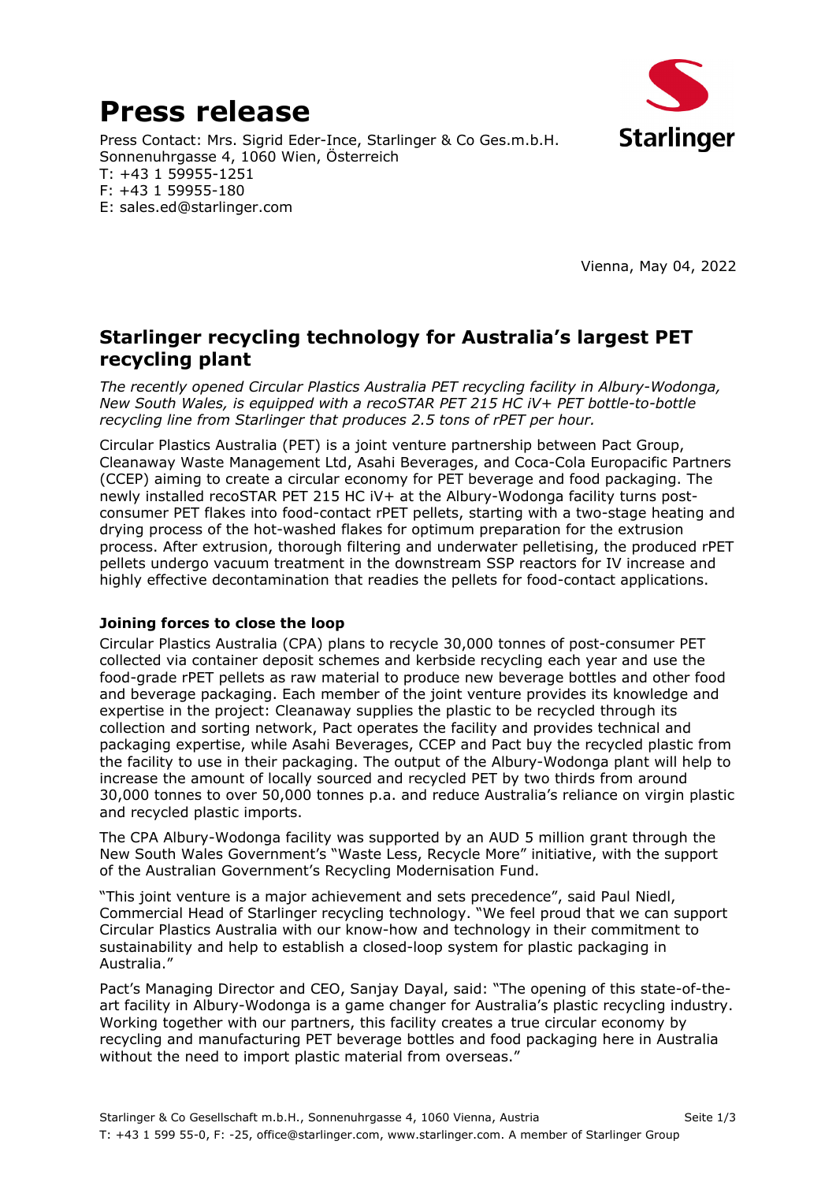# Press release

Press Contact: Mrs. Sigrid Eder-Ince, Starlinger & Co Ges.m.b.H.
Sonnenuhrgasse 4, 1060 Wien, Österreich
T: +43 1 59955-1251
F: +43 1 59955-180
E: sales.ed@starlinger.com

Vienna, May 04, 2022

## Starlinger recycling technology for Australia's largest PET recycling plant

*The recently opened Circular Plastics Australia PET recycling facility in Albury-Wodonga, New South Wales, is equipped with a recoSTAR PET 215 HC iV+ PET bottle-to-bottle recycling line from Starlinger that produces 2.5 tons of rPET per hour.*

Circular Plastics Australia (PET) is a joint venture partnership between Pact Group, Cleanaway Waste Management Ltd, Asahi Beverages, and Coca-Cola Europacific Partners (CCEP) aiming to create a circular economy for PET beverage and food packaging. The newly installed recoSTAR PET 215 HC iV+ at the Albury-Wodonga facility turns post-consumer PET flakes into food-contact rPET pellets, starting with a two-stage heating and drying process of the hot-washed flakes for optimum preparation for the extrusion process. After extrusion, thorough filtering and underwater pelletising, the produced rPET pellets undergo vacuum treatment in the downstream SSP reactors for IV increase and highly effective decontamination that readies the pellets for food-contact applications.

### Joining forces to close the loop

Circular Plastics Australia (CPA) plans to recycle 30,000 tonnes of post-consumer PET collected via container deposit schemes and kerbside recycling each year and use the food-grade rPET pellets as raw material to produce new beverage bottles and other food and beverage packaging. Each member of the joint venture provides its knowledge and expertise in the project: Cleanaway supplies the plastic to be recycled through its collection and sorting network, Pact operates the facility and provides technical and packaging expertise, while Asahi Beverages, CCEP and Pact buy the recycled plastic from the facility to use in their packaging. The output of the Albury-Wodonga plant will help to increase the amount of locally sourced and recycled PET by two thirds from around 30,000 tonnes to over 50,000 tonnes p.a. and reduce Australia's reliance on virgin plastic and recycled plastic imports.

The CPA Albury-Wodonga facility was supported by an AUD 5 million grant through the New South Wales Government's "Waste Less, Recycle More" initiative, with the support of the Australian Government's Recycling Modernisation Fund.

"This joint venture is a major achievement and sets precedence", said Paul Niedl, Commercial Head of Starlinger recycling technology. "We feel proud that we can support Circular Plastics Australia with our know-how and technology in their commitment to sustainability and help to establish a closed-loop system for plastic packaging in Australia."

Pact's Managing Director and CEO, Sanjay Dayal, said: "The opening of this state-of-the-art facility in Albury-Wodonga is a game changer for Australia's plastic recycling industry. Working together with our partners, this facility creates a true circular economy by recycling and manufacturing PET beverage bottles and food packaging here in Australia without the need to import plastic material from overseas."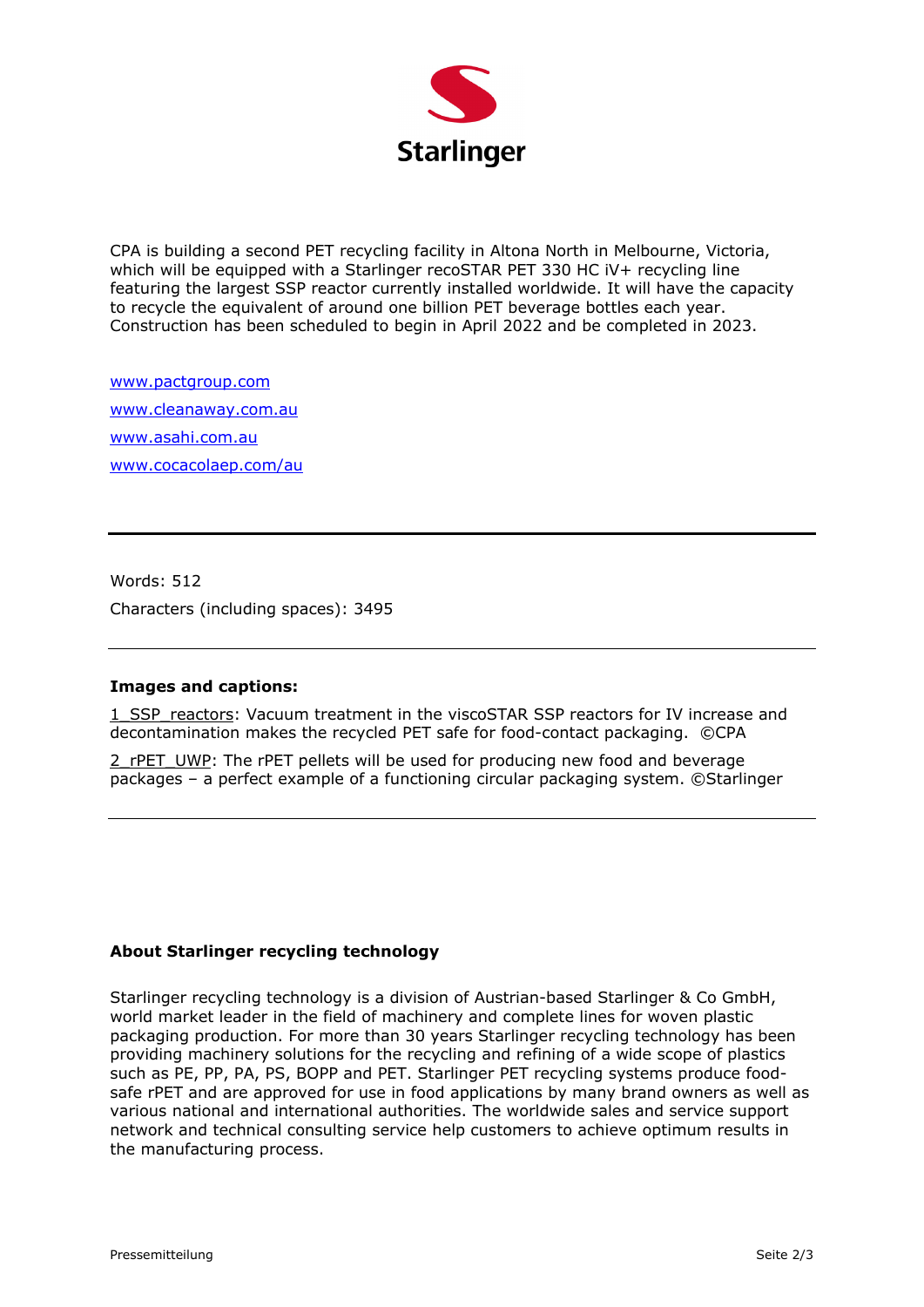CPA is building a second PET recycling facility in Altona North in Melbourne, Victoria, which will be equipped with a Starlinger recoSTAR PET 330 HC iV+ recycling line featuring the largest SSP reactor currently installed worldwide. It will have the capacity to recycle the equivalent of around one billion PET beverage bottles each year. Construction has been scheduled to begin in April 2022 and be completed in 2023.

www.pactgroup.com

www.cleanaway.com.au

www.asahi.com.au

www.cocacolaep.com/au

---

Words: 512

Characters (including spaces): 3495

---

**Images and captions:**

1_SSP_reactors: Vacuum treatment in the viscoSTAR SSP reactors for IV increase and decontamination makes the recycled PET safe for food-contact packaging. ©CPA

2_rPET_UWP: The rPET pellets will be used for producing new food and beverage packages – a perfect example of a functioning circular packaging system. ©Starlinger

---

**About Starlinger recycling technology**

Starlinger recycling technology is a division of Austrian-based Starlinger & Co GmbH, world market leader in the field of machinery and complete lines for woven plastic packaging production. For more than 30 years Starlinger recycling technology has been providing machinery solutions for the recycling and refining of a wide scope of plastics such as PE, PP, PA, PS, BOPP and PET. Starlinger PET recycling systems produce food-safe rPET and are approved for use in food applications by many brand owners as well as various national and international authorities. The worldwide sales and service support network and technical consulting service help customers to achieve optimum results in the manufacturing process.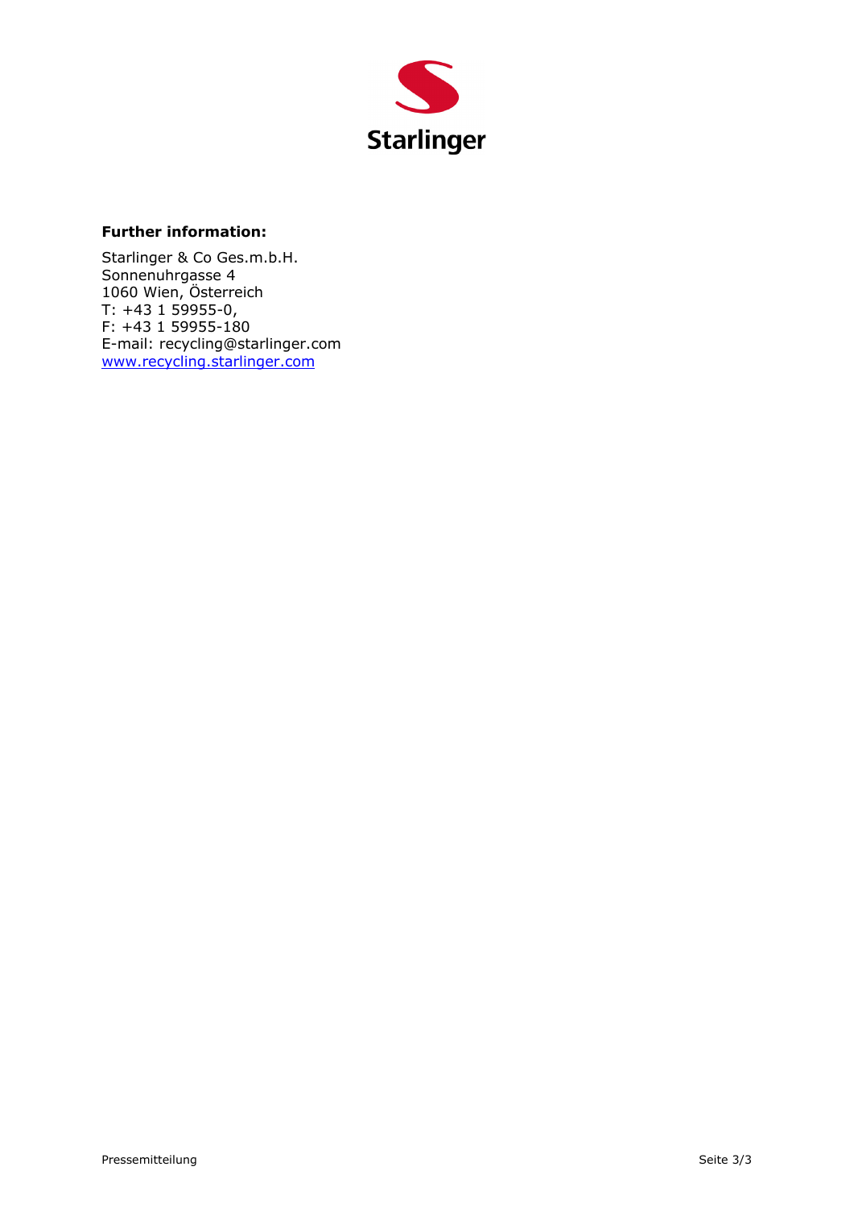**Further information:**

Starlinger & Co Ges.m.b.H.
Sonnenuhrgasse 4
1060 Wien, Österreich
T: +43 1 59955-0,
F: +43 1 59955-180
E-mail: recycling@starlinger.com
www.recycling.starlinger.com